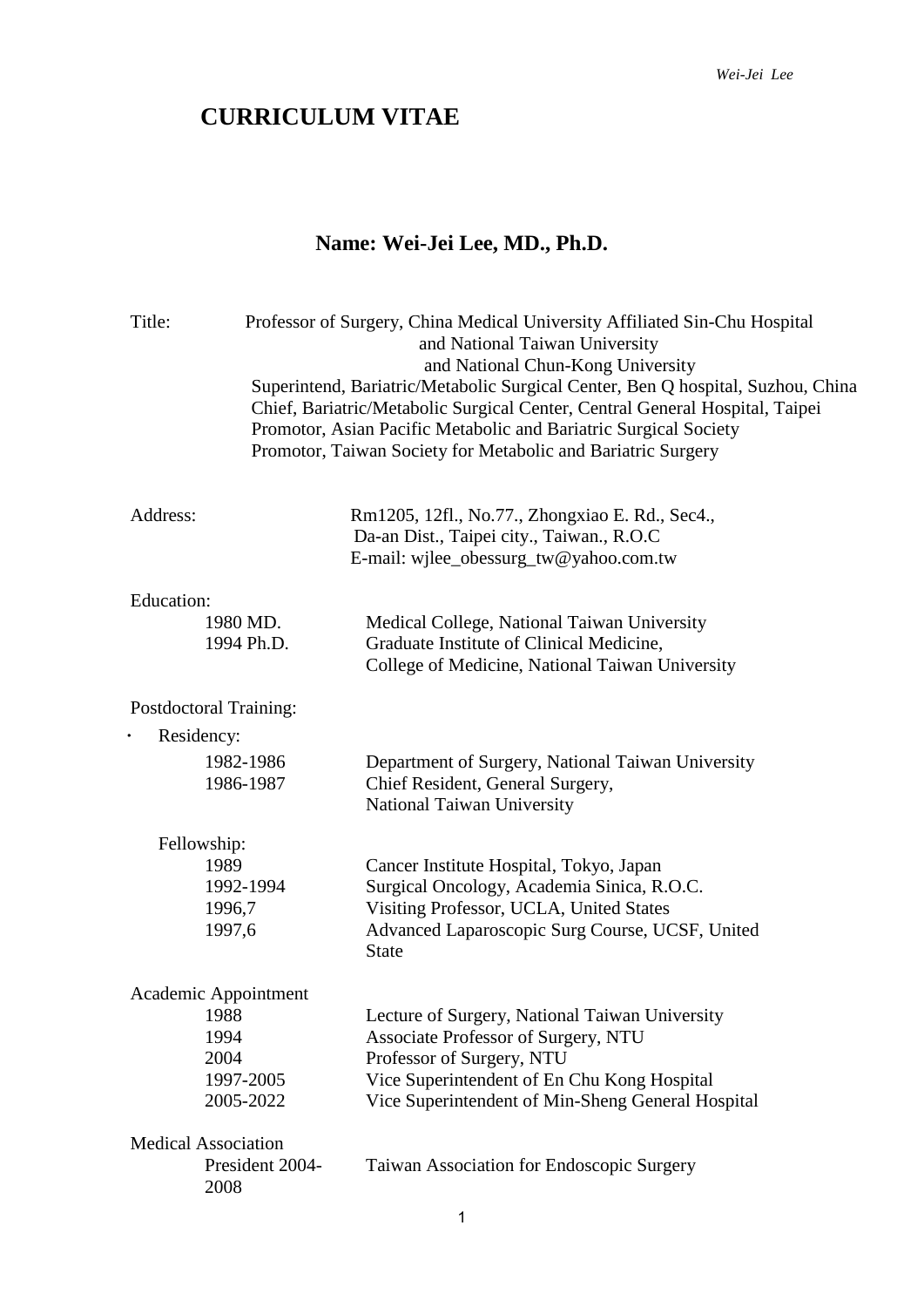# CURRICULUM VITAE

## Name: Wei-Jei Lee, MD., Ph.D.

Title: Professor of Surgery, China Medical University Affiliated Sin-Chu Hospital
and National Taiwan University
and National Chun-Kong University
Superintend, Bariatric/Metabolic Surgical Center, Ben Q hospital, Suzhou, China
Chief, Bariatric/Metabolic Surgical Center, Central General Hospital, Taipei
Promotor, Asian Pacific Metabolic and Bariatric Surgical Society
Promotor, Taiwan Society for Metabolic and Bariatric Surgery

Address: Rm1205, 12fl., No.77., Zhongxiao E. Rd., Sec4.,
Da-an Dist., Taipei city., Taiwan., R.O.C
E-mail: wjlee_obessurg_tw@yahoo.com.tw

Education:

| | |
|---|---|
| 1980 MD. | Medical College, National Taiwan University |
| 1994 Ph.D. | Graduate Institute of Clinical Medicine, College of Medicine, National Taiwan University |

Postdoctoral Training:

- Residency:

| | |
|---|---|
| 1982-1986 | Department of Surgery, National Taiwan University |
| 1986-1987 | Chief Resident, General Surgery, National Taiwan University |

Fellowship:

| | |
|---|---|
| 1989 | Cancer Institute Hospital, Tokyo, Japan |
| 1992-1994 | Surgical Oncology, Academia Sinica, R.O.C. |
| 1996,7 | Visiting Professor, UCLA, United States |
| 1997,6 | Advanced Laparoscopic Surg Course, UCSF, United State |

Academic Appointment

| | |
|---|---|
| 1988 | Lecture of Surgery, National Taiwan University |
| 1994 | Associate Professor of Surgery, NTU |
| 2004 | Professor of Surgery, NTU |
| 1997-2005 | Vice Superintendent of En Chu Kong Hospital |
| 2005-2022 | Vice Superintendent of Min-Sheng General Hospital |

Medical Association

| | |
|---|---|
| President 2004-2008 | Taiwan Association for Endoscopic Surgery |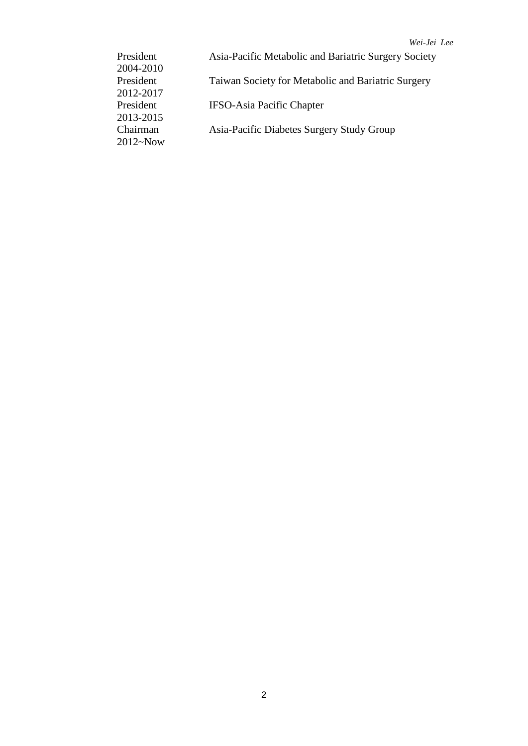| | |
|---|---|
| President 2004-2010 | Asia-Pacific Metabolic and Bariatric Surgery Society |
| President 2012-2017 | Taiwan Society for Metabolic and Bariatric Surgery |
| President 2013-2015 | IFSO-Asia Pacific Chapter |
| Chairman 2012~Now | Asia-Pacific Diabetes Surgery Study Group |